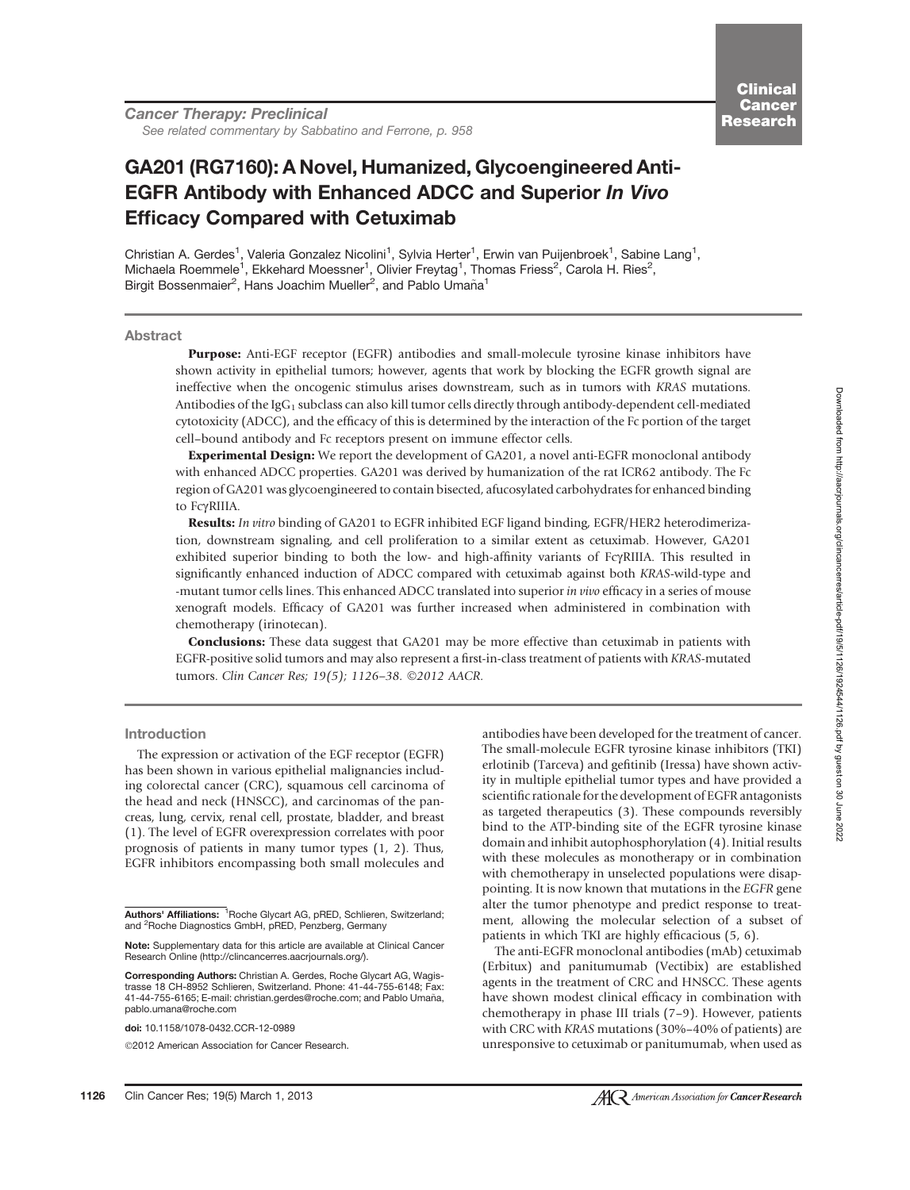Cancer Therapy: Preclinical

See related commentary by Sabbatino and Ferrone, p. 958

# GA201 (RG7160): A Novel, Humanized, Glycoengineered Anti-EGFR Antibody with Enhanced ADCC and Superior *In Vivo* Efficacy Compared with Cetuximab

Christian A. Gerdes[1], Valeria Gonzalez Nicolini[1], Sylvia Herter[1], Erwin van Puijenbroek[1], Sabine Lang[1], Michaela Roemmele[1], Ekkehard Moessner[1], Olivier Freytag[1], Thomas Friess[2], Carola H. Ries[2], Birgit Bossenmaier[2], Hans Joachim Mueller[2], and Pablo Umaña[1]

## Abstract

**Purpose:** Anti-EGF receptor (EGFR) antibodies and small-molecule tyrosine kinase inhibitors have shown activity in epithelial tumors; however, agents that work by blocking the EGFR growth signal are ineffective when the oncogenic stimulus arises downstream, such as in tumors with *KRAS* mutations. Antibodies of the $IgG_1$ subclass can also kill tumor cells directly through antibody-dependent cell-mediated cytotoxicity (ADCC), and the efficacy of this is determined by the interaction of the Fc portion of the target cell–bound antibody and Fc receptors present on immune effector cells.

**Experimental Design:** We report the development of GA201, a novel anti-EGFR monoclonal antibody with enhanced ADCC properties. GA201 was derived by humanization of the rat ICR62 antibody. The Fc region of GA201 was glycoengineered to contain bisected, afucosylated carbohydrates for enhanced binding to FcγRIIIA.

**Results:** *In vitro* binding of GA201 to EGFR inhibited EGF ligand binding, EGFR/HER2 heterodimerization, downstream signaling, and cell proliferation to a similar extent as cetuximab. However, GA201 exhibited superior binding to both the low- and high-affinity variants of FcγRIIIA. This resulted in significantly enhanced induction of ADCC compared with cetuximab against both *KRAS*-wild-type and -mutant tumor cells lines. This enhanced ADCC translated into superior *in vivo* efficacy in a series of mouse xenograft models. Efficacy of GA201 was further increased when administered in combination with chemotherapy (irinotecan).

**Conclusions:** These data suggest that GA201 may be more effective than cetuximab in patients with EGFR-positive solid tumors and may also represent a first-in-class treatment of patients with *KRAS*-mutated tumors. *Clin Cancer Res; 19(5); 1126–38. ©2012 AACR.*

## Introduction

The expression or activation of the EGF receptor (EGFR) has been shown in various epithelial malignancies including colorectal cancer (CRC), squamous cell carcinoma of the head and neck (HNSCC), and carcinomas of the pancreas, lung, cervix, renal cell, prostate, bladder, and breast (1). The level of EGFR overexpression correlates with poor prognosis of patients in many tumor types (1, 2). Thus, EGFR inhibitors encompassing both small molecules and antibodies have been developed for the treatment of cancer. The small-molecule EGFR tyrosine kinase inhibitors (TKI) erlotinib (Tarceva) and gefitinib (Iressa) have shown activity in multiple epithelial tumor types and have provided a scientific rationale for the development of EGFR antagonists as targeted therapeutics (3). These compounds reversibly bind to the ATP-binding site of the EGFR tyrosine kinase domain and inhibit autophosphorylation (4). Initial results with these molecules as monotherapy or in combination with chemotherapy in unselected populations were disappointing. It is now known that mutations in the *EGFR* gene alter the tumor phenotype and predict response to treatment, allowing the molecular selection of a subset of patients in which TKI are highly efficacious (5, 6).

The anti-EGFR monoclonal antibodies (mAb) cetuximab (Erbitux) and panitumumab (Vectibix) are established agents in the treatment of CRC and HNSCC. These agents have shown modest clinical efficacy in combination with chemotherapy in phase III trials (7–9). However, patients with CRC with *KRAS* mutations (30%–40% of patients) are unresponsive to cetuximab or panitumumab, when used as

**Authors' Affiliations:** [1]Roche Glycart AG, pRED, Schlieren, Switzerland; and [2]Roche Diagnostics GmbH, pRED, Penzberg, Germany

**Note:** Supplementary data for this article are available at Clinical Cancer Research Online (http://clincancerres.aacrjournals.org/).

**Corresponding Authors:** Christian A. Gerdes, Roche Glycart AG, Wagistrasse 18 CH-8952 Schlieren, Switzerland. Phone: 41-44-755-6148; Fax: 41-44-755-6165; E-mail: christian.gerdes@roche.com; and Pablo Umaña, pablo.umana@roche.com

**doi:** 10.1158/1078-0432.CCR-12-0989

©2012 American Association for Cancer Research.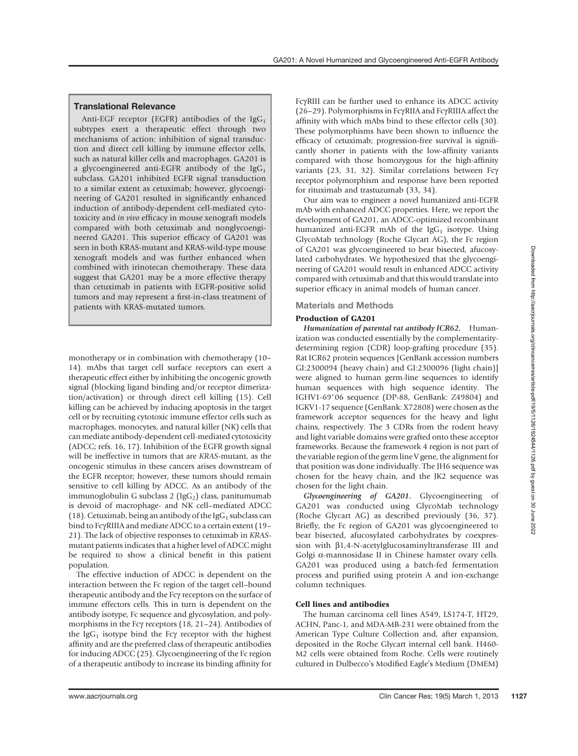### Translational Relevance

Anti-EGF receptor (EGFR) antibodies of the $IgG_1$ subtypes exert a therapeutic effect through two mechanisms of action: inhibition of signal transduction and direct cell killing by immune effector cells, such as natural killer cells and macrophages. GA201 is a glycoengineered anti-EGFR antibody of the $IgG_1$ subclass. GA201 inhibited EGFR signal transduction to a similar extent as cetuximab; however, glycoengineering of GA201 resulted in significantly enhanced induction of antibody-dependent cell-mediated cytotoxicity and *in vivo* efficacy in mouse xenograft models compared with both cetuximab and nonglycoengineered GA201. This superior efficacy of GA201 was seen in both KRAS-mutant and KRAS-wild-type mouse xenograft models and was further enhanced when combined with irinotecan chemotherapy. These data suggest that GA201 may be a more effective therapy than cetuximab in patients with EGFR-positive solid tumors and may represent a first-in-class treatment of patients with KRAS-mutated tumors.

monotherapy or in combination with chemotherapy (10–14). mAbs that target cell surface receptors can exert a therapeutic effect either by inhibiting the oncogenic growth signal (blocking ligand binding and/or receptor dimerization/activation) or through direct cell killing (15). Cell killing can be achieved by inducing apoptosis in the target cell or by recruiting cytotoxic immune effector cells such as macrophages, monocytes, and natural killer (NK) cells that can mediate antibody-dependent cell-mediated cytotoxicity (ADCC; refs. 16, 17). Inhibition of the EGFR growth signal will be ineffective in tumors that are *KRAS*-mutant, as the oncogenic stimulus in these cancers arises downstream of the EGFR receptor; however, these tumors should remain sensitive to cell killing by ADCC. As an antibody of the immunoglobulin G subclass 2 ($IgG_2$) class, panitumumab is devoid of macrophage- and NK cell–mediated ADCC (18). Cetuximab, being an antibody of the $IgG_1$ subclass can bind to FcγRIIIA and mediate ADCC to a certain extent (19–21). The lack of objective responses to cetuximab in *KRAS*-mutant patients indicates that a higher level of ADCC might be required to show a clinical benefit in this patient population.

The effective induction of ADCC is dependent on the interaction between the Fc region of the target cell–bound therapeutic antibody and the Fcγ receptors on the surface of immune effectors cells. This in turn is dependent on the antibody isotype, Fc sequence and glycosylation, and polymorphisms in the Fcγ receptors (18, 21–24). Antibodies of the $IgG_1$ isotype bind the Fcγ receptor with the highest affinity and are the preferred class of therapeutic antibodies for inducing ADCC (25). Glycoengineering of the Fc region of a therapeutic antibody to increase its binding affinity for FcγRIII can be further used to enhance its ADCC activity (26–29). Polymorphisms in FcγRIIA and FcγRIIIA affect the affinity with which mAbs bind to these effector cells (30). These polymorphisms have been shown to influence the efficacy of cetuximab; progression-free survival is significantly shorter in patients with the low-affinity variants compared with those homozygous for the high-affinity variants (23, 31, 32). Similar correlations between Fcγ receptor polymorphism and response have been reported for rituximab and trastuzumab (33, 34).

Our aim was to engineer a novel humanized anti-EGFR mAb with enhanced ADCC properties. Here, we report the development of GA201, an ADCC-optimized recombinant humanized anti-EGFR mAb of the $IgG_1$ isotype. Using GlycoMab technology (Roche Glycart AG), the Fc region of GA201 was glycoengineered to bear bisected, afucosylated carbohydrates. We hypothesized that the glycoengineering of GA201 would result in enhanced ADCC activity compared with cetuximab and that this would translate into superior efficacy in animal models of human cancer.

## Materials and Methods

### Production of GA201

***Humanization of parental rat antibody ICR62.*** Humanization was conducted essentially by the complementarity-determining region (CDR) loop-grafting procedure (35). Rat ICR62 protein sequences [GenBank accession numbers GI:2300094 (heavy chain) and GI:2300096 (light chain)] were aligned to human germ-line sequences to identify human sequences with high sequence identity. The IGHV1-69*06 sequence (DP-88, GenBank: Z49804) and IGKV1-17 sequence (GenBank: X72808) were chosen as the framework acceptor sequences for the heavy and light chains, respectively. The 3 CDRs from the rodent heavy and light variable domains were grafted onto these acceptor frameworks. Because the framework 4 region is not part of the variable region of the germ line V gene, the alignment for that position was done individually. The JH6 sequence was chosen for the heavy chain, and the JK2 sequence was chosen for the light chain.

***Glycoengineering of GA201.*** Glycoengineering of GA201 was conducted using GlycoMab technology (Roche Glycart AG) as described previously (36, 37). Briefly, the Fc region of GA201 was glycoengineered to bear bisected, afucosylated carbohydrates by coexpression with β1,4-N-acetylglucosaminyltransferase III and Golgi α-mannosidase II in Chinese hamster ovary cells. GA201 was produced using a batch-fed fermentation process and purified using protein A and ion-exchange column techniques.

### Cell lines and antibodies

The human carcinoma cell lines A549, LS174-T, HT29, ACHN, Panc-1, and MDA-MB-231 were obtained from the American Type Culture Collection and, after expansion, deposited in the Roche Glycart internal cell bank. H460-M2 cells were obtained from Roche. Cells were routinely cultured in Dulbecco's Modified Eagle's Medium (DMEM)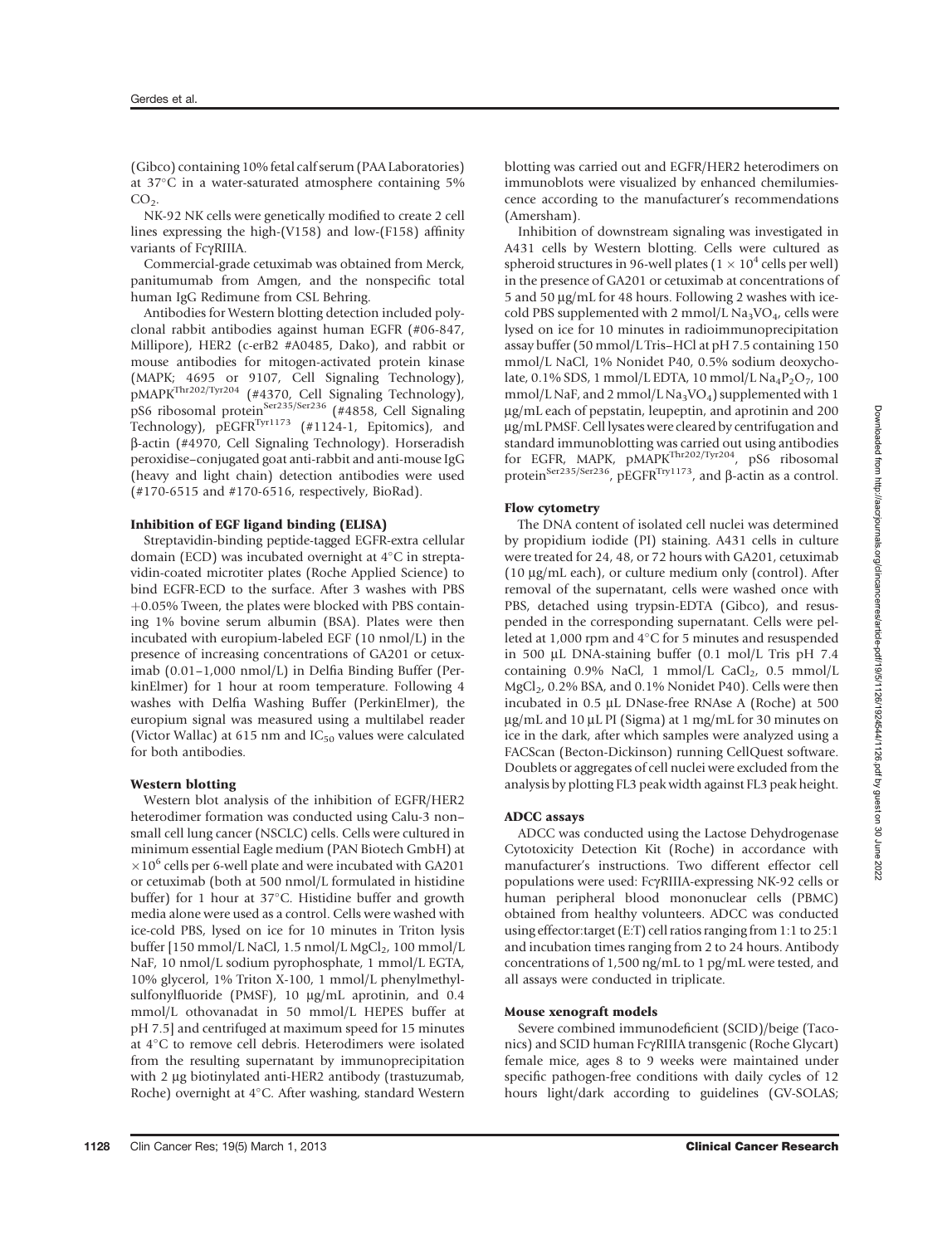(Gibco) containing 10% fetal calf serum (PAA Laboratories) at 37°C in a water-saturated atmosphere containing 5% $CO_2$.

NK-92 NK cells were genetically modified to create 2 cell lines expressing the high-(V158) and low-(F158) affinity variants of FcγRIIIA.

Commercial-grade cetuximab was obtained from Merck, panitumumab from Amgen, and the nonspecific total human IgG Redimune from CSL Behring.

Antibodies for Western blotting detection included polyclonal rabbit antibodies against human EGFR (#06-847, Millipore), HER2 (c-erB2 #A0485, Dako), and rabbit or mouse antibodies for mitogen-activated protein kinase (MAPK; 4695 or 9107, Cell Signaling Technology), $pMAPK^{Thr202/Tyr204}$ (#4370, Cell Signaling Technology), pS6 ribosomal $protein^{Ser235/Ser236}$ (#4858, Cell Signaling Technology), $pEGFR^{Tyr1173}$ (#1124-1, Epitomics), and β-actin (#4970, Cell Signaling Technology). Horseradish peroxidise–conjugated goat anti-rabbit and anti-mouse IgG (heavy and light chain) detection antibodies were used (#170-6515 and #170-6516, respectively, BioRad).

#### Inhibition of EGF ligand binding (ELISA)

Streptavidin-binding peptide-tagged EGFR-extra cellular domain (ECD) was incubated overnight at 4°C in streptavidin-coated microtiter plates (Roche Applied Science) to bind EGFR-ECD to the surface. After 3 washes with PBS +0.05% Tween, the plates were blocked with PBS containing 1% bovine serum albumin (BSA). Plates were then incubated with europium-labeled EGF (10 nmol/L) in the presence of increasing concentrations of GA201 or cetuximab (0.01–1,000 nmol/L) in Delfia Binding Buffer (PerkinElmer) for 1 hour at room temperature. Following 4 washes with Delfia Washing Buffer (PerkinElmer), the europium signal was measured using a multilabel reader (Victor Wallac) at 615 nm and $IC_{50}$ values were calculated for both antibodies.

#### Western blotting

Western blot analysis of the inhibition of EGFR/HER2 heterodimer formation was conducted using Calu-3 non–small cell lung cancer (NSCLC) cells. Cells were cultured in minimum essential Eagle medium (PAN Biotech GmbH) at $\times 10^6$ cells per 6-well plate and were incubated with GA201 or cetuximab (both at 500 nmol/L formulated in histidine buffer) for 1 hour at 37°C. Histidine buffer and growth media alone were used as a control. Cells were washed with ice-cold PBS, lysed on ice for 10 minutes in Triton lysis buffer [150 mmol/L NaCl, 1.5 nmol/L $MgCl_2$, 100 mmol/L NaF, 10 nmol/L sodium pyrophosphate, 1 mmol/L EGTA, 10% glycerol, 1% Triton X-100, 1 mmol/L phenylmethylsulfonylfluoride (PMSF), 10 μg/mL aprotinin, and 0.4 mmol/L othovanadat in 50 mmol/L HEPES buffer at pH 7.5] and centrifuged at maximum speed for 15 minutes at 4°C to remove cell debris. Heterodimers were isolated from the resulting supernatant by immunoprecipitation with 2 μg biotinylated anti-HER2 antibody (trastuzumab, Roche) overnight at 4°C. After washing, standard Western blotting was carried out and EGFR/HER2 heterodimers on immunoblots were visualized by enhanced chemilumiescence according to the manufacturer's recommendations (Amersham).

Inhibition of downstream signaling was investigated in A431 cells by Western blotting. Cells were cultured as spheroid structures in 96-well plates ($1 \times 10^4$ cells per well) in the presence of GA201 or cetuximab at concentrations of 5 and 50 μg/mL for 48 hours. Following 2 washes with ice-cold PBS supplemented with 2 mmol/L $Na_3VO_4$, cells were lysed on ice for 10 minutes in radioimmunoprecipitation assay buffer (50 mmol/L Tris–HCl at pH 7.5 containing 150 mmol/L NaCl, 1% Nonidet P40, 0.5% sodium deoxycholate, 0.1% SDS, 1 mmol/L EDTA, 10 mmol/L $Na_4P_2O_7$, 100 mmol/L NaF, and 2 mmol/L $Na_3VO_4$) supplemented with 1 μg/mL each of pepstatin, leupeptin, and aprotinin and 200 μg/mL PMSF. Cell lysates were cleared by centrifugation and standard immunoblotting was carried out using antibodies for EGFR, MAPK, $pMAPK^{Thr202/Tyr204}$, pS6 ribosomal $protein^{Ser235/Ser236}$, $pEGFR^{Try1173}$, and β-actin as a control.

#### Flow cytometry

The DNA content of isolated cell nuclei was determined by propidium iodide (PI) staining. A431 cells in culture were treated for 24, 48, or 72 hours with GA201, cetuximab (10 μg/mL each), or culture medium only (control). After removal of the supernatant, cells were washed once with PBS, detached using trypsin-EDTA (Gibco), and resuspended in the corresponding supernatant. Cells were pelleted at 1,000 rpm and 4°C for 5 minutes and resuspended in 500 μL DNA-staining buffer (0.1 mol/L Tris pH 7.4 containing 0.9% NaCl, 1 mmol/L $CaCl_2$, 0.5 mmol/L $MgCl_2$, 0.2% BSA, and 0.1% Nonidet P40). Cells were then incubated in 0.5 μL DNase-free RNAse A (Roche) at 500 μg/mL and 10 μL PI (Sigma) at 1 mg/mL for 30 minutes on ice in the dark, after which samples were analyzed using a FACScan (Becton-Dickinson) running CellQuest software. Doublets or aggregates of cell nuclei were excluded from the analysis by plotting FL3 peak width against FL3 peak height.

#### ADCC assays

ADCC was conducted using the Lactose Dehydrogenase Cytotoxicity Detection Kit (Roche) in accordance with manufacturer's instructions. Two different effector cell populations were used: FcγRIIIA-expressing NK-92 cells or human peripheral blood mononuclear cells (PBMC) obtained from healthy volunteers. ADCC was conducted using effector:target (E:T) cell ratios ranging from 1:1 to 25:1 and incubation times ranging from 2 to 24 hours. Antibody concentrations of 1,500 ng/mL to 1 pg/mL were tested, and all assays were conducted in triplicate.

#### Mouse xenograft models

Severe combined immunodeficient (SCID)/beige (Taconics) and SCID human FcγRIIIA transgenic (Roche Glycart) female mice, ages 8 to 9 weeks were maintained under specific pathogen-free conditions with daily cycles of 12 hours light/dark according to guidelines (GV-SOLAS;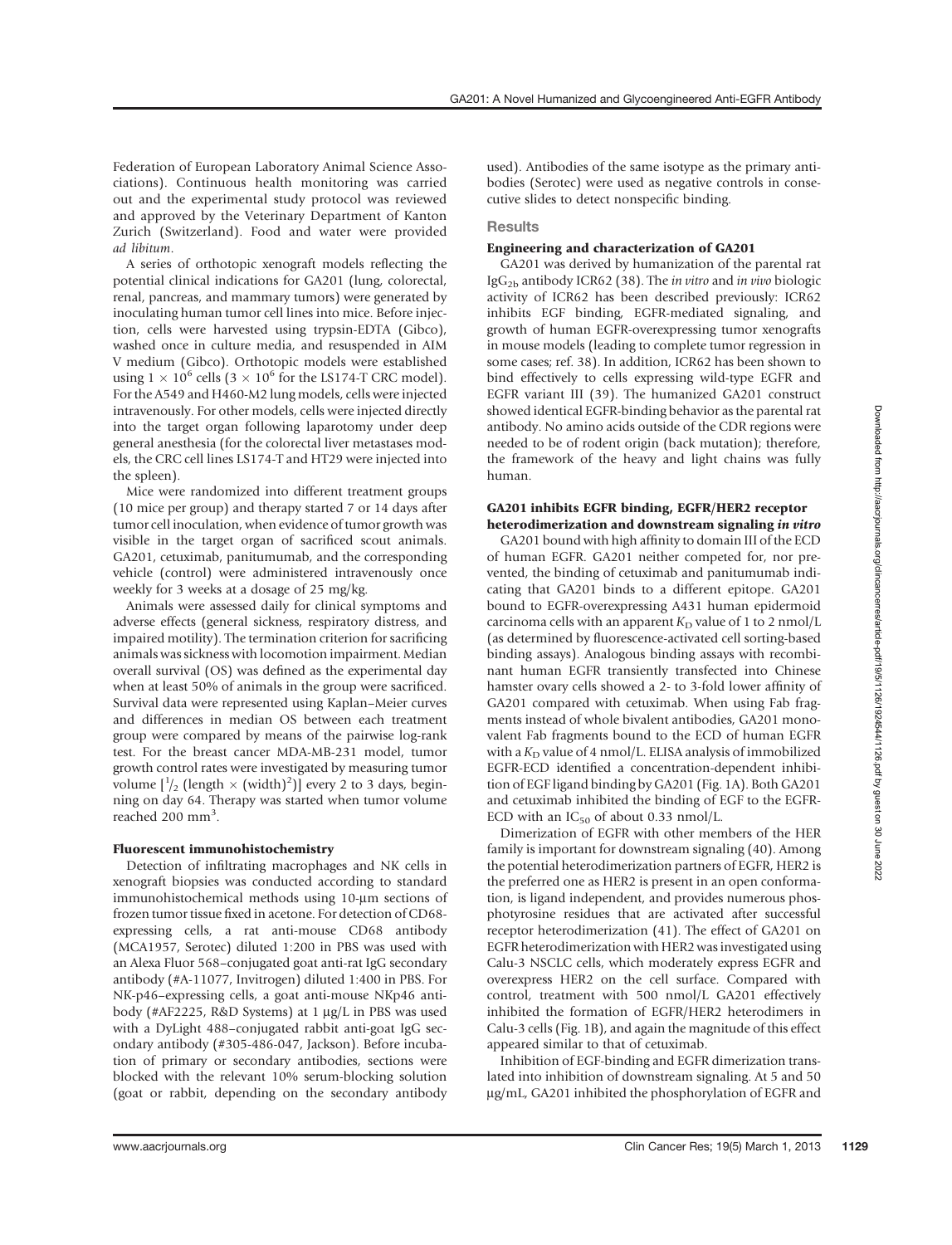Federation of European Laboratory Animal Science Associations). Continuous health monitoring was carried out and the experimental study protocol was reviewed and approved by the Veterinary Department of Kanton Zurich (Switzerland). Food and water were provided *ad libitum*.

A series of orthotopic xenograft models reflecting the potential clinical indications for GA201 (lung, colorectal, renal, pancreas, and mammary tumors) were generated by inoculating human tumor cell lines into mice. Before injection, cells were harvested using trypsin-EDTA (Gibco), washed once in culture media, and resuspended in AIM V medium (Gibco). Orthotopic models were established using $1 \times 10^6$ cells ($3 \times 10^6$ for the LS174-T CRC model). For the A549 and H460-M2 lung models, cells were injected intravenously. For other models, cells were injected directly into the target organ following laparotomy under deep general anesthesia (for the colorectal liver metastases models, the CRC cell lines LS174-T and HT29 were injected into the spleen).

Mice were randomized into different treatment groups (10 mice per group) and therapy started 7 or 14 days after tumor cell inoculation, when evidence of tumor growth was visible in the target organ of sacrificed scout animals. GA201, cetuximab, panitumumab, and the corresponding vehicle (control) were administered intravenously once weekly for 3 weeks at a dosage of 25 mg/kg.

Animals were assessed daily for clinical symptoms and adverse effects (general sickness, respiratory distress, and impaired motility). The termination criterion for sacrificing animals was sickness with locomotion impairment. Median overall survival (OS) was defined as the experimental day when at least 50% of animals in the group were sacrificed. Survival data were represented using Kaplan–Meier curves and differences in median OS between each treatment group were compared by means of the pairwise log-rank test. For the breast cancer MDA-MB-231 model, tumor growth control rates were investigated by measuring tumor volume $[\frac{1}{2}\ (\text{length} \times (\text{width})^2)]$ every 2 to 3 days, beginning on day 64. Therapy was started when tumor volume reached 200 $mm^3$.

#### Fluorescent immunohistochemistry

Detection of infiltrating macrophages and NK cells in xenograft biopsies was conducted according to standard immunohistochemical methods using 10-μm sections of frozen tumor tissue fixed in acetone. For detection of CD68-expressing cells, a rat anti-mouse CD68 antibody (MCA1957, Serotec) diluted 1:200 in PBS was used with an Alexa Fluor 568–conjugated goat anti-rat IgG secondary antibody (#A-11077, Invitrogen) diluted 1:400 in PBS. For NK-p46–expressing cells, a goat anti-mouse NKp46 antibody (#AF2225, R&D Systems) at 1 μg/L in PBS was used with a DyLight 488–conjugated rabbit anti-goat IgG secondary antibody (#305-486-047, Jackson). Before incubation of primary or secondary antibodies, sections were blocked with the relevant 10% serum-blocking solution (goat or rabbit, depending on the secondary antibody used). Antibodies of the same isotype as the primary antibodies (Serotec) were used as negative controls in consecutive slides to detect nonspecific binding.

### Results

#### Engineering and characterization of GA201

GA201 was derived by humanization of the parental rat $IgG_{2b}$ antibody ICR62 (38). The *in vitro* and *in vivo* biologic activity of ICR62 has been described previously: ICR62 inhibits EGF binding, EGFR-mediated signaling, and growth of human EGFR-overexpressing tumor xenografts in mouse models (leading to complete tumor regression in some cases; ref. 38). In addition, ICR62 has been shown to bind effectively to cells expressing wild-type EGFR and EGFR variant III (39). The humanized GA201 construct showed identical EGFR-binding behavior as the parental rat antibody. No amino acids outside of the CDR regions were needed to be of rodent origin (back mutation); therefore, the framework of the heavy and light chains was fully human.

#### GA201 inhibits EGFR binding, EGFR/HER2 receptor heterodimerization and downstream signaling *in vitro*

GA201 bound with high affinity to domain III of the ECD of human EGFR. GA201 neither competed for, nor prevented, the binding of cetuximab and panitumumab indicating that GA201 binds to a different epitope. GA201 bound to EGFR-overexpressing A431 human epidermoid carcinoma cells with an apparent $K_D$ value of 1 to 2 nmol/L (as determined by fluorescence-activated cell sorting-based binding assays). Analogous binding assays with recombinant human EGFR transiently transfected into Chinese hamster ovary cells showed a 2- to 3-fold lower affinity of GA201 compared with cetuximab. When using Fab fragments instead of whole bivalent antibodies, GA201 monovalent Fab fragments bound to the ECD of human EGFR with a $K_D$ value of 4 nmol/L. ELISA analysis of immobilized EGFR-ECD identified a concentration-dependent inhibition of EGF ligand binding by GA201 (Fig. 1A). Both GA201 and cetuximab inhibited the binding of EGF to the EGFR-ECD with an $IC_{50}$ of about 0.33 nmol/L.

Dimerization of EGFR with other members of the HER family is important for downstream signaling (40). Among the potential heterodimerization partners of EGFR, HER2 is the preferred one as HER2 is present in an open conformation, is ligand independent, and provides numerous phosphotyrosine residues that are activated after successful receptor heterodimerization (41). The effect of GA201 on EGFR heterodimerization with HER2 was investigated using Calu-3 NSCLC cells, which moderately express EGFR and overexpress HER2 on the cell surface. Compared with control, treatment with 500 nmol/L GA201 effectively inhibited the formation of EGFR/HER2 heterodimers in Calu-3 cells (Fig. 1B), and again the magnitude of this effect appeared similar to that of cetuximab.

Inhibition of EGF-binding and EGFR dimerization translated into inhibition of downstream signaling. At 5 and 50 μg/mL, GA201 inhibited the phosphorylation of EGFR and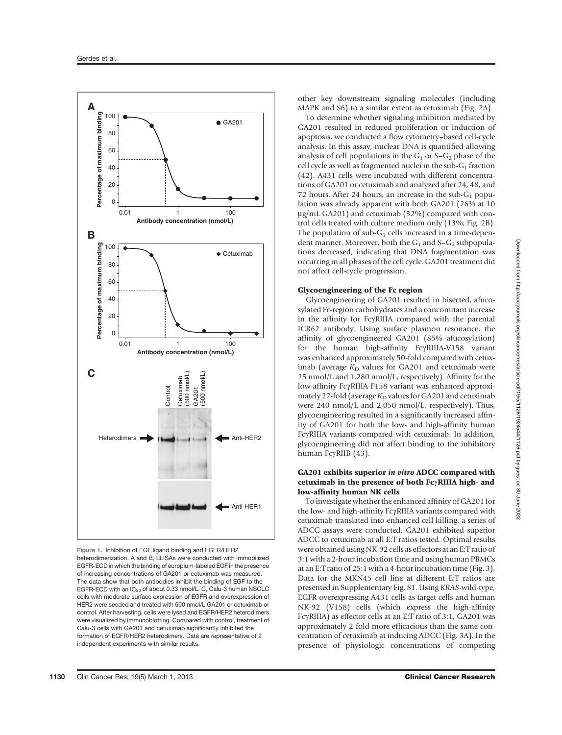Figure 1. Inhibition of EGF ligand binding and EGFR/HER2 heterodimerization. A and B, ELISAs were conducted with immobilized EGFR-ECD in which the binding of europium-labeled EGF in the presence of increasing concentrations of GA201 or cetuximab was measured. The data show that both antibodies inhibit the binding of EGF to the EGFR-ECD with an $IC_{50}$ of about 0.33 nmol/L. C, Calu-3 human NSCLC cells with moderate surface expression of EGFR and overexpression of HER2 were seeded and treated with 500 nmol/L GA201 or cetuximab or control. After harvesting, cells were lysed and EGFR/HER2 heterodimers were visualized by immunoblotting. Compared with control, treatment of Calu-3 cells with GA201 and cetuximab significantly inhibited the formation of EGFR/HER2 heterodimers. Data are representative of 2 independent experiments with similar results.

other key downstream signaling molecules (including MAPK and S6) to a similar extent as cetuximab (Fig. 2A).

To determine whether signaling inhibition mediated by GA201 resulted in reduced proliferation or induction of apoptosis, we conducted a flow cytometry–based cell-cycle analysis. In this assay, nuclear DNA is quantified allowing analysis of cell populations in the $G_1$ or $S–G_2$ phase of the cell cycle as well as fragmented nuclei in the sub-$G_1$ fraction (42). A431 cells were incubated with different concentrations of GA201 or cetuximab and analyzed after 24, 48, and 72 hours. After 24 hours, an increase in the sub-$G_1$ population was already apparent with both GA201 (26% at 10 μg/mL GA201) and cetuximab (32%) compared with control cells treated with culture medium only (13%; Fig. 2B). The population of sub-$G_1$ cells increased in a time-dependent manner. Moreover, both the $G_1$ and $S–G_2$ subpopulations decreased, indicating that DNA fragmentation was occurring in all phases of the cell cycle. GA201 treatment did not affect cell-cycle progression.

### Glycoengineering of the Fc region

Glycoengineering of GA201 resulted in bisected, afucosylated Fc-region carbohydrates and a concomitant increase in the affinity for FcγRIIIA compared with the parental ICR62 antibody. Using surface plasmon resonance, the affinity of glycoengineered GA201 (85% afucosylation) for the human high-affinity FcγRIIIA-V158 variant was enhanced approximately 50-fold compared with cetuximab (average $K_D$ values for GA201 and cetuximab were 25 nmol/L and 1,280 nmol/L, respectively). Affinity for the low-affinity FcγRIIIA-F158 variant was enhanced approximately 27-fold (average $K_D$ values for GA201 and cetuximab were 240 nmol/L and 2,050 nmol/L, respectively). Thus, glycoengineering resulted in a significantly increased affinity of GA201 for both the low- and high-affinity human FcγRIIIA variants compared with cetuximab. In addition, glycoengineering did not affect binding to the inhibitory human FcγRIIB (43).

### GA201 exhibits superior *in vitro* ADCC compared with cetuximab in the presence of both FcγRIIIA high- and low-affinity human NK cells

To investigate whether the enhanced affinity of GA201 for the low- and high-affinity FcγRIIIA variants compared with cetuximab translated into enhanced cell killing, a series of ADCC assays were conducted. GA201 exhibited superior ADCC to cetuximab at all E:T ratios tested. Optimal results were obtained using NK-92 cells as effectors at an E:T ratio of 3:1 with a 2-hour incubation time and using human PBMCs at an E:T ratio of 25:1 with a 4-hour incubation time (Fig. 3). Data for the MKN45 cell line at different E:T ratios are presented in Supplementary Fig. S1. Using *KRAS*-wild-type, EGFR-overexpressing A431 cells as target cells and human NK-92 (V158) cells (which express the high-affinity FcγRIIIA) as effector cells at an E:T ratio of 3:1, GA201 was approximately 2-fold more efficacious than the same concentration of cetuximab at inducing ADCC (Fig. 3A). In the presence of physiologic concentrations of competing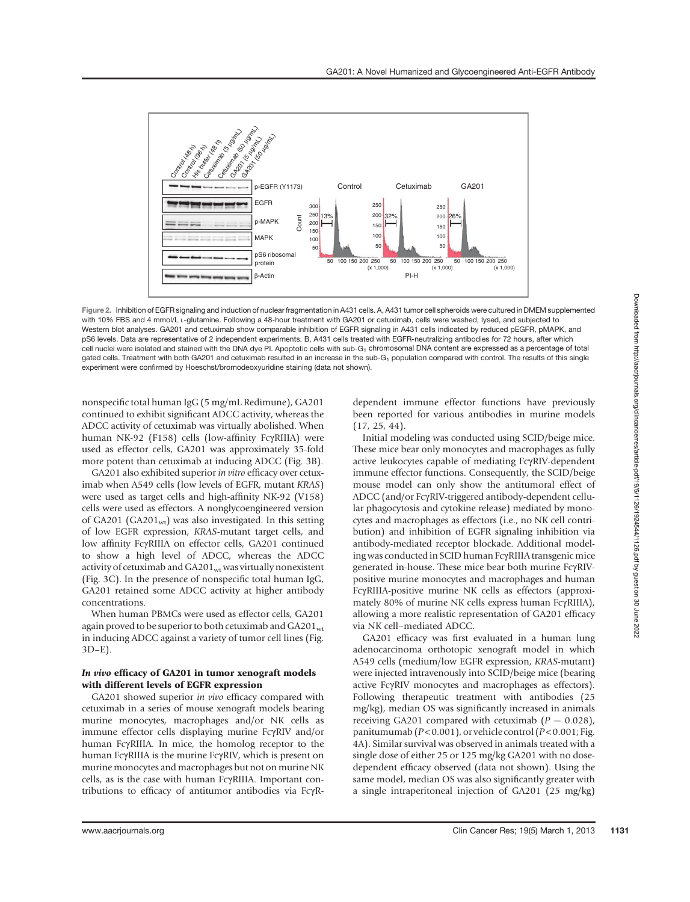Figure 2. Inhibition of EGFR signaling and induction of nuclear fragmentation in A431 cells. A, A431 tumor cell spheroids were cultured in DMEM supplemented with 10% FBS and 4 mmol/L L-glutamine. Following a 48-hour treatment with GA201 or cetuximab, cells were washed, lysed, and subjected to Western blot analyses. GA201 and cetuximab show comparable inhibition of EGFR signaling in A431 cells indicated by reduced pEGFR, pMAPK, and pS6 levels. Data are representative of 2 independent experiments. B, A431 cells treated with EGFR-neutralizing antibodies for 72 hours, after which cell nuclei were isolated and stained with the DNA dye PI. Apoptotic cells with sub-$G_1$ chromosomal DNA content are expressed as a percentage of total gated cells. Treatment with both GA201 and cetuximab resulted in an increase in the sub-$G_1$ population compared with control. The results of this single experiment were confirmed by Hoeschst/bromodeoxyuridine staining (data not shown).

nonspecific total human IgG (5 mg/mL Redimune), GA201 continued to exhibit significant ADCC activity, whereas the ADCC activity of cetuximab was virtually abolished. When human NK-92 (F158) cells (low-affinity FcγRIIIA) were used as effector cells, GA201 was approximately 35-fold more potent than cetuximab at inducing ADCC (Fig. 3B).

GA201 also exhibited superior *in vitro* efficacy over cetuximab when A549 cells (low levels of EGFR, mutant *KRAS*) were used as target cells and high-affinity NK-92 (V158) cells were used as effectors. A nonglycoengineered version of GA201 ($GA201_{wt}$) was also investigated. In this setting of low EGFR expression, *KRAS*-mutant target cells, and low affinity FcγRIIIA on effector cells, GA201 continued to show a high level of ADCC, whereas the ADCC activity of cetuximab and $GA201_{wt}$ was virtually nonexistent (Fig. 3C). In the presence of nonspecific total human IgG, GA201 retained some ADCC activity at higher antibody concentrations.

When human PBMCs were used as effector cells, GA201 again proved to be superior to both cetuximab and $GA201_{wt}$ in inducing ADCC against a variety of tumor cell lines (Fig. 3D–E).

### *In vivo* efficacy of GA201 in tumor xenograft models with different levels of EGFR expression

GA201 showed superior *in vivo* efficacy compared with cetuximab in a series of mouse xenograft models bearing murine monocytes, macrophages and/or NK cells as immune effector cells displaying murine FcγRIV and/or human FcγRIIIA. In mice, the homolog receptor to the human FcγRIIIA is the murine FcγRIV, which is present on murine monocytes and macrophages but not on murine NK cells, as is the case with human FcγRIIIA. Important contributions to efficacy of antitumor antibodies via FcγR-dependent immune effector functions have previously been reported for various antibodies in murine models (17, 25, 44).

Initial modeling was conducted using SCID/beige mice. These mice bear only monocytes and macrophages as fully active leukocytes capable of mediating FcγRIV-dependent immune effector functions. Consequently, the SCID/beige mouse model can only show the antitumoral effect of ADCC (and/or FcγRIV-triggered antibody-dependent cellular phagocytosis and cytokine release) mediated by monocytes and macrophages as effectors (i.e., no NK cell contribution) and inhibition of EGFR signaling inhibition via antibody-mediated receptor blockade. Additional modeling was conducted in SCID human FcγRIIIA transgenic mice generated in-house. These mice bear both murine FcγRIV-positive murine monocytes and macrophages and human FcγRIIIA-positive murine NK cells as effectors (approximately 80% of murine NK cells express human FcγRIIIA), allowing a more realistic representation of GA201 efficacy via NK cell–mediated ADCC.

GA201 efficacy was first evaluated in a human lung adenocarcinoma orthotopic xenograft model in which A549 cells (medium/low EGFR expression, *KRAS*-mutant) were injected intravenously into SCID/beige mice (bearing active FcγRIV monocytes and macrophages as effectors). Following therapeutic treatment with antibodies (25 mg/kg), median OS was significantly increased in animals receiving GA201 compared with cetuximab ($P = 0.028$), panitumumab ($P < 0.001$), or vehicle control ($P < 0.001$; Fig. 4A). Similar survival was observed in animals treated with a single dose of either 25 or 125 mg/kg GA201 with no dose-dependent efficacy observed (data not shown). Using the same model, median OS was also significantly greater with a single intraperitoneal injection of GA201 (25 mg/kg)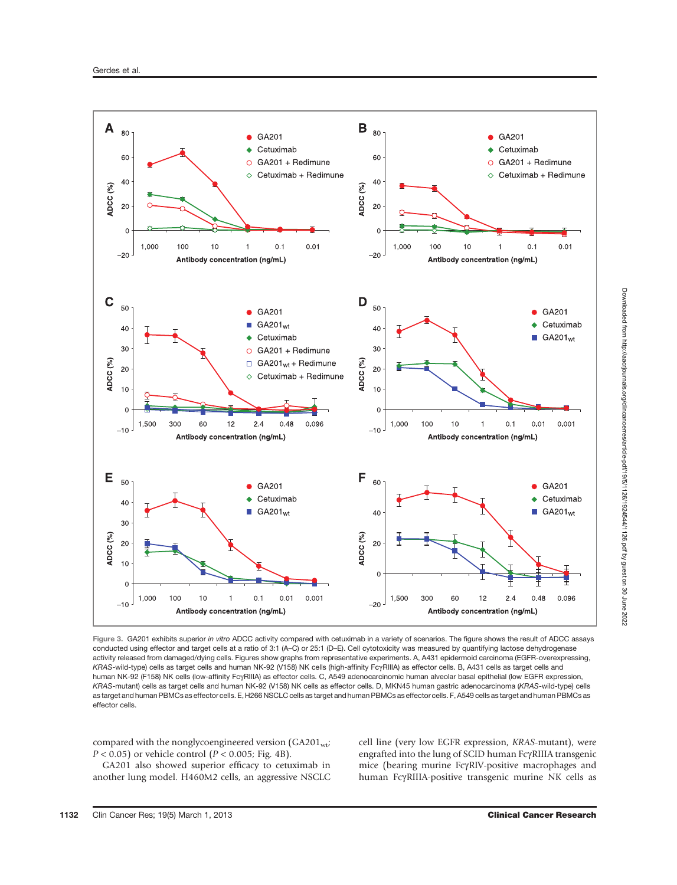Figure 3. GA201 exhibits superior *in vitro* ADCC activity compared with cetuximab in a variety of scenarios. The figure shows the result of ADCC assays conducted using effector and target cells at a ratio of 3:1 (A–C) or 25:1 (D–E). Cell cytotoxicity was measured by quantifying lactose dehydrogenase activity released from damaged/dying cells. Figures show graphs from representative experiments. A, A431 epidermoid carcinoma (EGFR-overexpressing, *KRAS*-wild-type) cells as target cells and human NK-92 (V158) NK cells (high-affinity FcγRIIIA) as effector cells. B, A431 cells as target cells and human NK-92 (F158) NK cells (low-affinity FcγRIIIA) as effector cells. C, A549 adenocarcinomic human alveolar basal epithelial (low EGFR expression, *KRAS*-mutant) cells as target cells and human NK-92 (V158) NK cells as effector cells. D, MKN45 human gastric adenocarcinoma (*KRAS*-wild-type) cells as target and human PBMCs as effector cells. E, H266 NSCLC cells as target and human PBMCs as effector cells. F, A549 cells as target and human PBMCs as effector cells.

compared with the nonglycoengineered version ($GA201_{wt}$; $P < 0.05$) or vehicle control ($P < 0.005$; Fig. 4B).

GA201 also showed superior efficacy to cetuximab in another lung model. H460M2 cells, an aggressive NSCLC cell line (very low EGFR expression, *KRAS*-mutant), were engrafted into the lung of SCID human FcγRIIIA transgenic mice (bearing murine FcγRIV-positive macrophages and human FcγRIIIA-positive transgenic murine NK cells as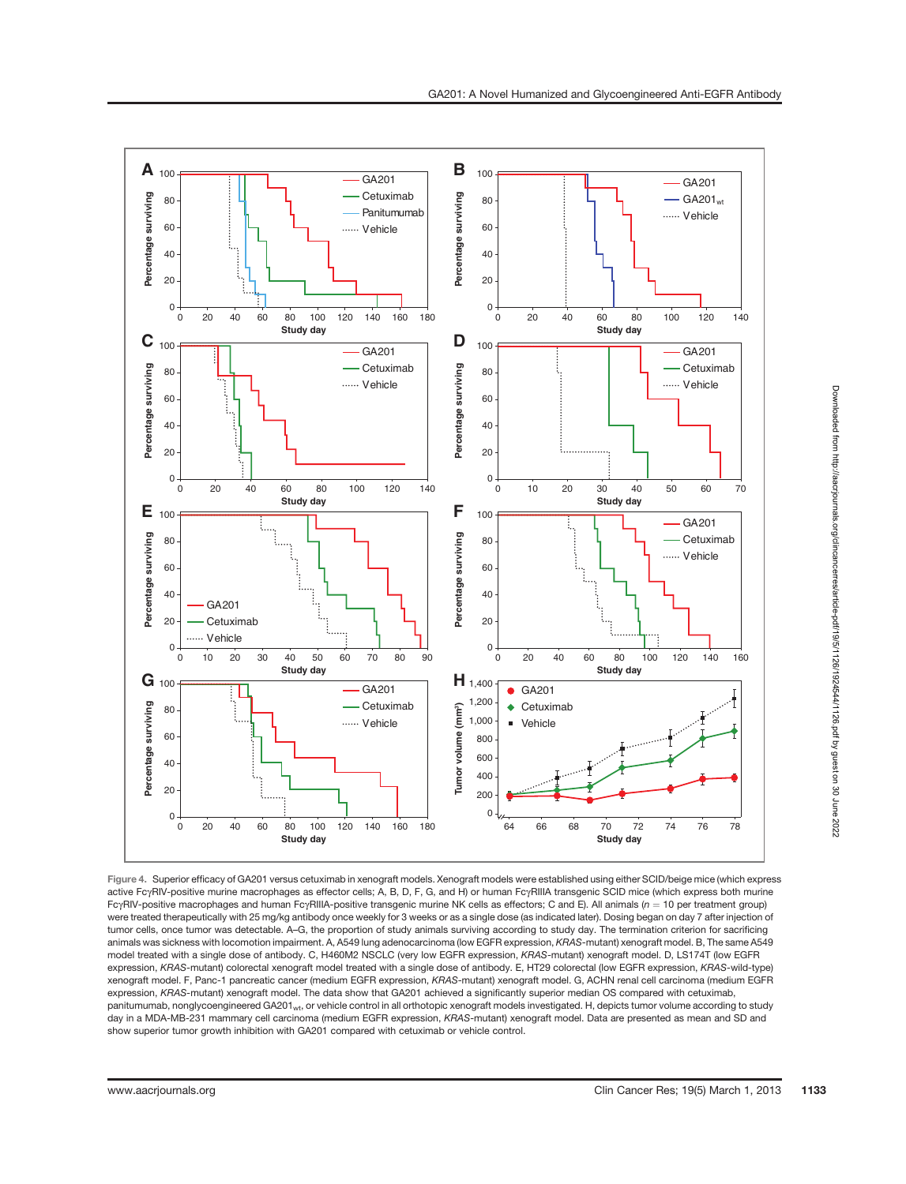Figure 4. Superior efficacy of GA201 versus cetuximab in xenograft models. Xenograft models were established using either SCID/beige mice (which express active FcγRIV-positive murine macrophages as effector cells; A, B, D, F, G, and H) or human FcγRIIIA transgenic SCID mice (which express both murine FcγRIV-positive macrophages and human FcγRIIIA-positive transgenic murine NK cells as effectors; C and E). All animals ($n$ = 10 per treatment group) were treated therapeutically with 25 mg/kg antibody once weekly for 3 weeks or as a single dose (as indicated later). Dosing began on day 7 after injection of tumor cells, once tumor was detectable. A–G, the proportion of study animals surviving according to study day. The termination criterion for sacrificing animals was sickness with locomotion impairment. A, A549 lung adenocarcinoma (low EGFR expression, *KRAS*-mutant) xenograft model. B, The same A549 model treated with a single dose of antibody. C, H460M2 NSCLC (very low EGFR expression, *KRAS*-mutant) xenograft model. D, LS174T (low EGFR expression, *KRAS*-mutant) colorectal xenograft model treated with a single dose of antibody. E, HT29 colorectal (low EGFR expression, *KRAS*-wild-type) xenograft model. F, Panc-1 pancreatic cancer (medium EGFR expression, *KRAS*-mutant) xenograft model. G, ACHN renal cell carcinoma (medium EGFR expression, *KRAS*-mutant) xenograft model. The data show that GA201 achieved a significantly superior median OS compared with cetuximab, panitumumab, nonglycoengineered $GA201_{wt}$, or vehicle control in all orthotopic xenograft models investigated. H, depicts tumor volume according to study day in a MDA-MB-231 mammary cell carcinoma (medium EGFR expression, *KRAS*-mutant) xenograft model. Data are presented as mean and SD and show superior tumor growth inhibition with GA201 compared with cetuximab or vehicle control.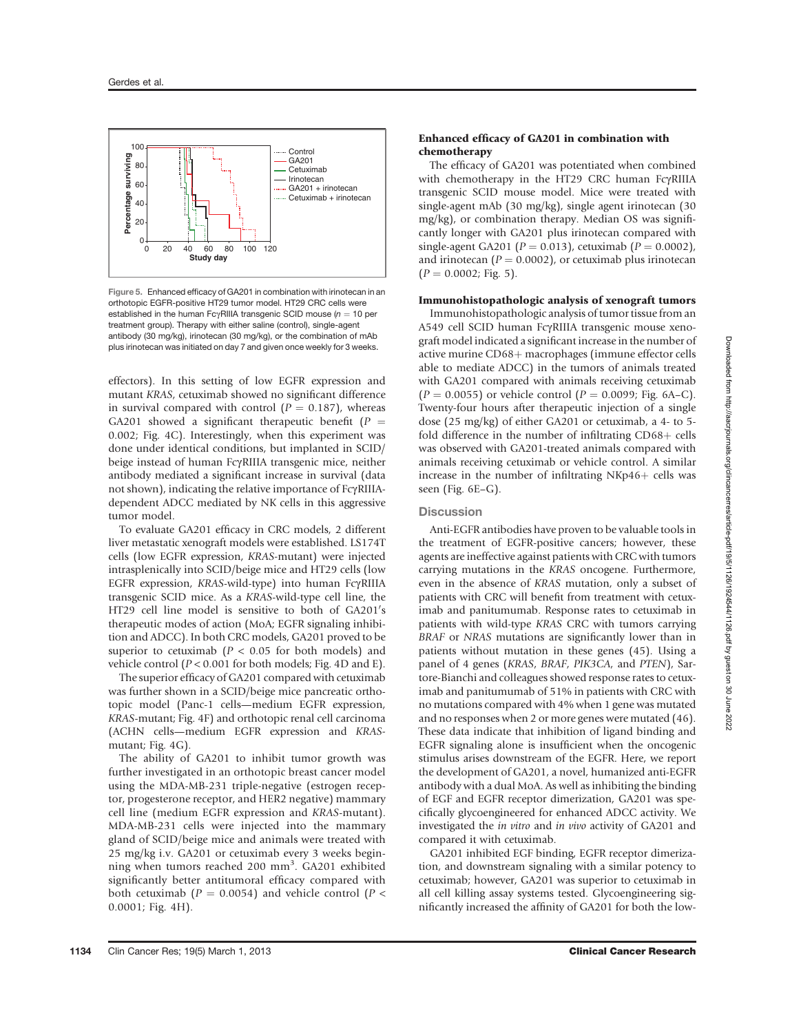Figure 5. Enhanced efficacy of GA201 in combination with irinotecan in an orthotopic EGFR-positive HT29 tumor model. HT29 CRC cells were established in the human FcγRIIIA transgenic SCID mouse ($n = 10$ per treatment group). Therapy with either saline (control), single-agent antibody (30 mg/kg), irinotecan (30 mg/kg), or the combination of mAb plus irinotecan was initiated on day 7 and given once weekly for 3 weeks.

effectors). In this setting of low EGFR expression and mutant *KRAS*, cetuximab showed no significant difference in survival compared with control ($P = 0.187$), whereas GA201 showed a significant therapeutic benefit ($P = 0.002$; Fig. 4C). Interestingly, when this experiment was done under identical conditions, but implanted in SCID/beige instead of human FcγRIIIA transgenic mice, neither antibody mediated a significant increase in survival (data not shown), indicating the relative importance of FcγRIIIA-dependent ADCC mediated by NK cells in this aggressive tumor model.

To evaluate GA201 efficacy in CRC models, 2 different liver metastatic xenograft models were established. LS174T cells (low EGFR expression, *KRAS*-mutant) were injected intrasplenically into SCID/beige mice and HT29 cells (low EGFR expression, *KRAS*-wild-type) into human FcγRIIIA transgenic SCID mice. As a *KRAS*-wild-type cell line, the HT29 cell line model is sensitive to both of GA201's therapeutic modes of action (MoA; EGFR signaling inhibition and ADCC). In both CRC models, GA201 proved to be superior to cetuximab ($P < 0.05$ for both models) and vehicle control ($P < 0.001$ for both models; Fig. 4D and E).

The superior efficacy of GA201 compared with cetuximab was further shown in a SCID/beige mice pancreatic orthotopic model (Panc-1 cells—medium EGFR expression, *KRAS*-mutant; Fig. 4F) and orthotopic renal cell carcinoma (ACHN cells—medium EGFR expression and *KRAS*-mutant; Fig. 4G).

The ability of GA201 to inhibit tumor growth was further investigated in an orthotopic breast cancer model using the MDA-MB-231 triple-negative (estrogen receptor, progesterone receptor, and HER2 negative) mammary cell line (medium EGFR expression and *KRAS*-mutant). MDA-MB-231 cells were injected into the mammary gland of SCID/beige mice and animals were treated with 25 mg/kg i.v. GA201 or cetuximab every 3 weeks beginning when tumors reached 200 $mm^3$. GA201 exhibited significantly better antitumoral efficacy compared with both cetuximab ($P = 0.0054$) and vehicle control ($P < 0.0001$; Fig. 4H).

### Enhanced efficacy of GA201 in combination with chemotherapy

The efficacy of GA201 was potentiated when combined with chemotherapy in the HT29 CRC human FcγRIIIA transgenic SCID mouse model. Mice were treated with single-agent mAb (30 mg/kg), single agent irinotecan (30 mg/kg), or combination therapy. Median OS was significantly longer with GA201 plus irinotecan compared with single-agent GA201 ($P = 0.013$), cetuximab ($P = 0.0002$), and irinotecan ($P = 0.0002$), or cetuximab plus irinotecan ($P = 0.0002$; Fig. 5).

### Immunohistopathologic analysis of xenograft tumors

Immunohistopathologic analysis of tumor tissue from an A549 cell SCID human FcγRIIIA transgenic mouse xenograft model indicated a significant increase in the number of active murine CD68+ macrophages (immune effector cells able to mediate ADCC) in the tumors of animals treated with GA201 compared with animals receiving cetuximab ($P = 0.0055$) or vehicle control ($P = 0.0099$; Fig. 6A–C). Twenty-four hours after therapeutic injection of a single dose (25 mg/kg) of either GA201 or cetuximab, a 4- to 5-fold difference in the number of infiltrating CD68+ cells was observed with GA201-treated animals compared with animals receiving cetuximab or vehicle control. A similar increase in the number of infiltrating NKp46+ cells was seen (Fig. 6E–G).

## Discussion

Anti-EGFR antibodies have proven to be valuable tools in the treatment of EGFR-positive cancers; however, these agents are ineffective against patients with CRC with tumors carrying mutations in the *KRAS* oncogene. Furthermore, even in the absence of *KRAS* mutation, only a subset of patients with CRC will benefit from treatment with cetuximab and panitumumab. Response rates to cetuximab in patients with wild-type *KRAS* CRC with tumors carrying *BRAF* or *NRAS* mutations are significantly lower than in patients without mutation in these genes (45). Using a panel of 4 genes (*KRAS*, *BRAF*, *PIK3CA*, and *PTEN*), Sartore-Bianchi and colleagues showed response rates to cetuximab and panitumumab of 51% in patients with CRC with no mutations compared with 4% when 1 gene was mutated and no responses when 2 or more genes were mutated (46). These data indicate that inhibition of ligand binding and EGFR signaling alone is insufficient when the oncogenic stimulus arises downstream of the EGFR. Here, we report the development of GA201, a novel, humanized anti-EGFR antibody with a dual MoA. As well as inhibiting the binding of EGF and EGFR receptor dimerization, GA201 was specifically glycoengineered for enhanced ADCC activity. We investigated the *in vitro* and *in vivo* activity of GA201 and compared it with cetuximab.

GA201 inhibited EGF binding, EGFR receptor dimerization, and downstream signaling with a similar potency to cetuximab; however, GA201 was superior to cetuximab in all cell killing assay systems tested. Glycoengineering significantly increased the affinity of GA201 for both the low-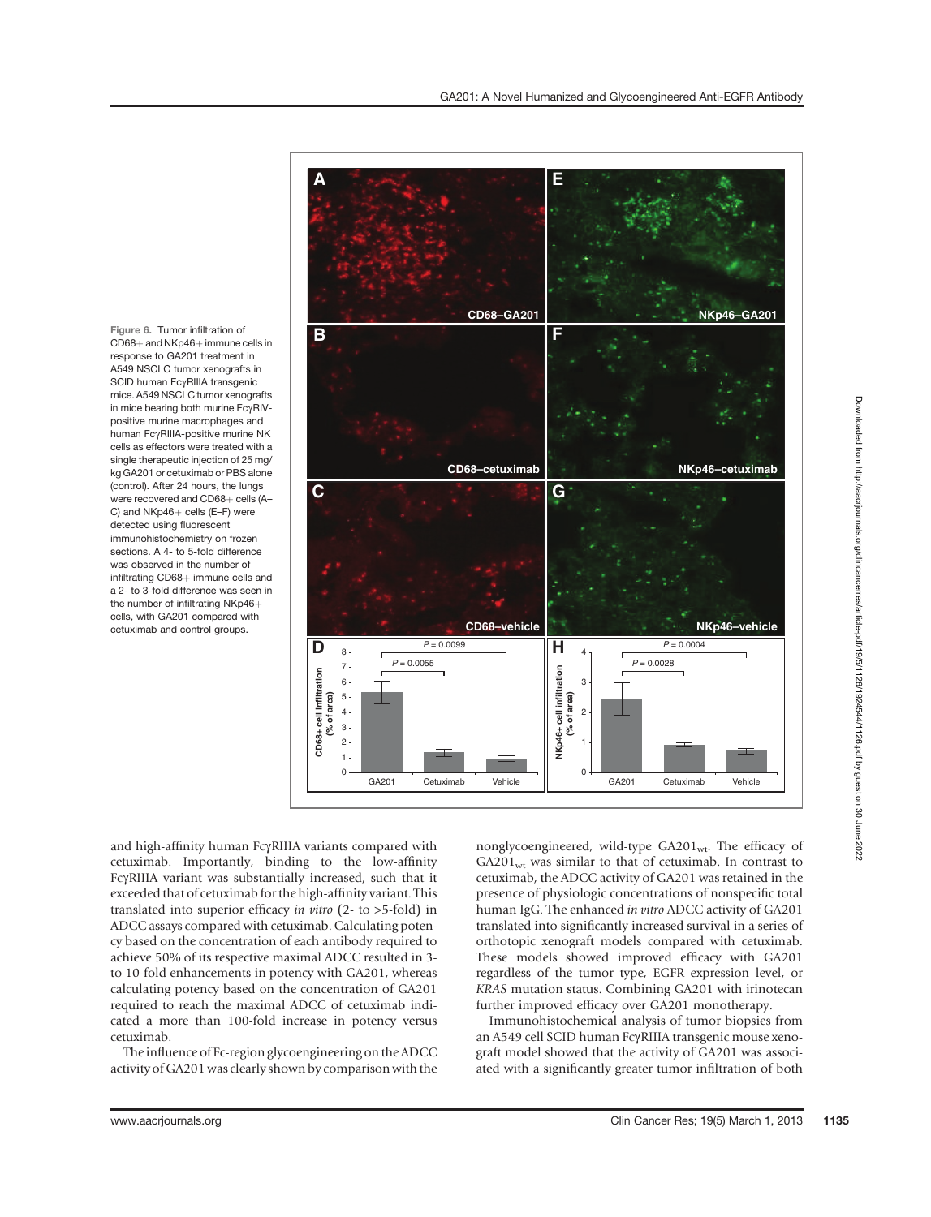Figure 6. Tumor infiltration of CD68+ and NKp46+ immune cells in response to GA201 treatment in A549 NSCLC tumor xenografts in SCID human FcγRIIIA transgenic mice. A549 NSCLC tumor xenografts in mice bearing both murine FcγRIV-positive murine macrophages and human FcγRIIIA-positive murine NK cells as effectors were treated with a single therapeutic injection of 25 mg/kg GA201 or cetuximab or PBS alone (control). After 24 hours, the lungs were recovered and CD68+ cells (A–C) and NKp46+ cells (E–F) were detected using fluorescent immunohistochemistry on frozen sections. A 4- to 5-fold difference was observed in the number of infiltrating CD68+ immune cells and a 2- to 3-fold difference was seen in the number of infiltrating NKp46+ cells, with GA201 compared with cetuximab and control groups.

and high-affinity human FcγRIIIA variants compared with cetuximab. Importantly, binding to the low-affinity FcγRIIIA variant was substantially increased, such that it exceeded that of cetuximab for the high-affinity variant. This translated into superior efficacy *in vitro* (2- to >5-fold) in ADCC assays compared with cetuximab. Calculating potency based on the concentration of each antibody required to achieve 50% of its respective maximal ADCC resulted in 3- to 10-fold enhancements in potency with GA201, whereas calculating potency based on the concentration of GA201 required to reach the maximal ADCC of cetuximab indicated a more than 100-fold increase in potency versus cetuximab.

The influence of Fc-region glycoengineering on the ADCC activity of GA201 was clearly shown by comparison with the nonglycoengineered, wild-type $GA201_{wt}$. The efficacy of $GA201_{wt}$ was similar to that of cetuximab. In contrast to cetuximab, the ADCC activity of GA201 was retained in the presence of physiologic concentrations of nonspecific total human IgG. The enhanced *in vitro* ADCC activity of GA201 translated into significantly increased survival in a series of orthotopic xenograft models compared with cetuximab. These models showed improved efficacy with GA201 regardless of the tumor type, EGFR expression level, or *KRAS* mutation status. Combining GA201 with irinotecan further improved efficacy over GA201 monotherapy.

Immunohistochemical analysis of tumor biopsies from an A549 cell SCID human FcγRIIIA transgenic mouse xenograft model showed that the activity of GA201 was associated with a significantly greater tumor infiltration of both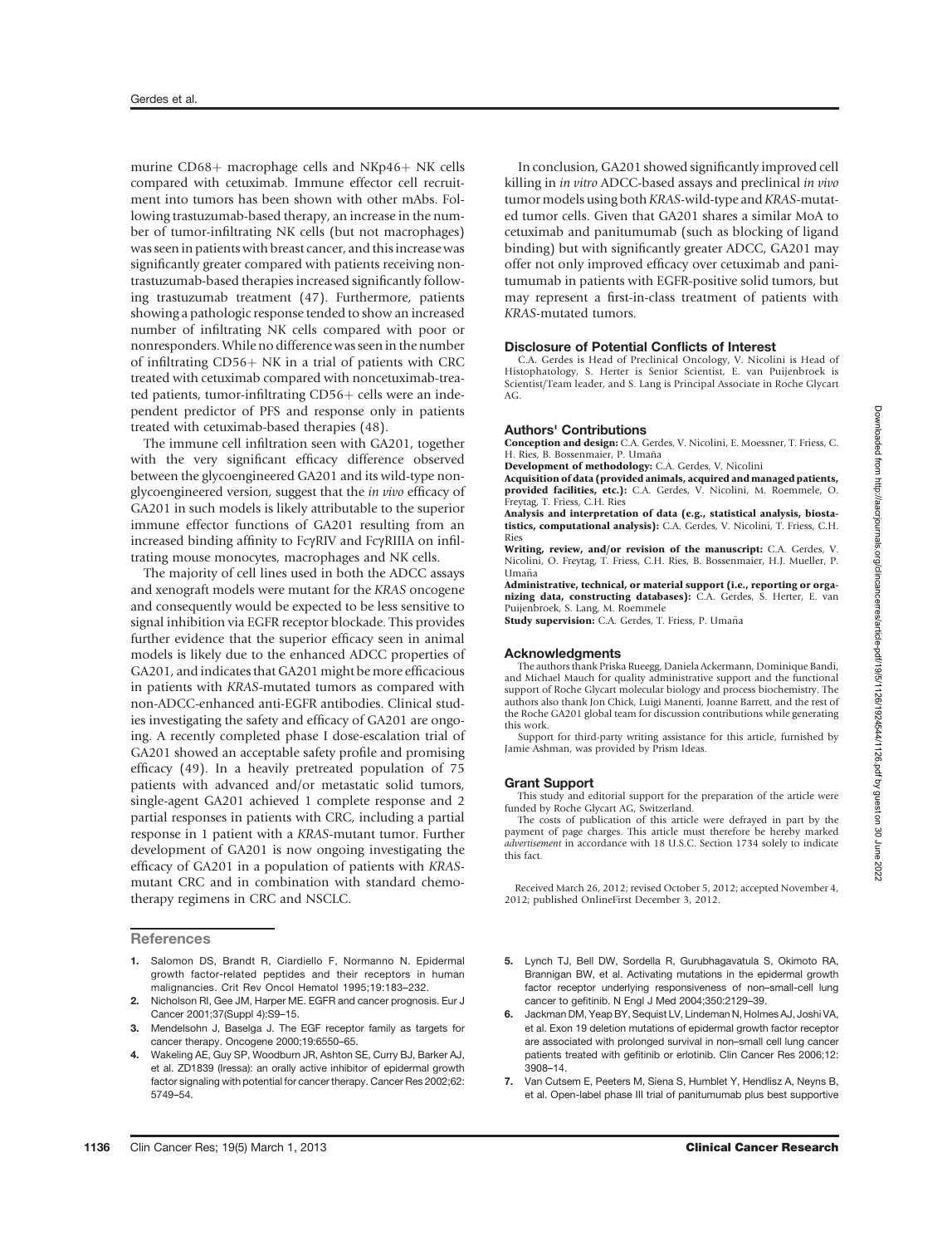murine CD68+ macrophage cells and NKp46+ NK cells compared with cetuximab. Immune effector cell recruitment into tumors has been shown with other mAbs. Following trastuzumab-based therapy, an increase in the number of tumor-infiltrating NK cells (but not macrophages) was seen in patients with breast cancer, and this increase was significantly greater compared with patients receiving non-trastuzumab-based therapies increased significantly following trastuzumab treatment (47). Furthermore, patients showing a pathologic response tended to show an increased number of infiltrating NK cells compared with poor or nonresponders. While no difference was seen in the number of infiltrating CD56+ NK in a trial of patients with CRC treated with cetuximab compared with noncetuximab-treated patients, tumor-infiltrating CD56+ cells were an independent predictor of PFS and response only in patients treated with cetuximab-based therapies (48).

The immune cell infiltration seen with GA201, together with the very significant efficacy difference observed between the glycoengineered GA201 and its wild-type nonglycoengineered version, suggest that the *in vivo* efficacy of GA201 in such models is likely attributable to the superior immune effector functions of GA201 resulting from an increased binding affinity to FcγRIV and FcγRIIIA on infiltrating mouse monocytes, macrophages and NK cells.

The majority of cell lines used in both the ADCC assays and xenograft models were mutant for the *KRAS* oncogene and consequently would be expected to be less sensitive to signal inhibition via EGFR receptor blockade. This provides further evidence that the superior efficacy seen in animal models is likely due to the enhanced ADCC properties of GA201, and indicates that GA201 might be more efficacious in patients with *KRAS*-mutated tumors as compared with non-ADCC-enhanced anti-EGFR antibodies. Clinical studies investigating the safety and efficacy of GA201 are ongoing. A recently completed phase I dose-escalation trial of GA201 showed an acceptable safety profile and promising efficacy (49). In a heavily pretreated population of 75 patients with advanced and/or metastatic solid tumors, single-agent GA201 achieved 1 complete response and 2 partial responses in patients with CRC, including a partial response in 1 patient with a *KRAS*-mutant tumor. Further development of GA201 is now ongoing investigating the efficacy of GA201 in a population of patients with *KRAS*-mutant CRC and in combination with standard chemotherapy regimens in CRC and NSCLC.

In conclusion, GA201 showed significantly improved cell killing in *in vitro* ADCC-based assays and preclinical *in vivo* tumor models using both *KRAS*-wild-type and *KRAS*-mutated tumor cells. Given that GA201 shares a similar MoA to cetuximab and panitumumab (such as blocking of ligand binding) but with significantly greater ADCC, GA201 may offer not only improved efficacy over cetuximab and panitumumab in patients with EGFR-positive solid tumors, but may represent a first-in-class treatment of patients with *KRAS*-mutated tumors.

## Disclosure of Potential Conflicts of Interest

C.A. Gerdes is Head of Preclinical Oncology, V. Nicolini is Head of Histophatology, S. Herter is Senior Scientist, E. van Puijenbroek is Scientist/Team leader, and S. Lang is Principal Associate in Roche Glycart AG.

## Authors' Contributions

**Conception and design:** C.A. Gerdes, V. Nicolini, E. Moessner, T. Friess, C. H. Ries, B. Bossenmaier, P. Umaña

**Development of methodology:** C.A. Gerdes, V. Nicolini

**Acquisition of data (provided animals, acquired and managed patients, provided facilities, etc.):** C.A. Gerdes, V. Nicolini, M. Roemmele, O. Freytag, T. Friess, C.H. Ries

**Analysis and interpretation of data (e.g., statistical analysis, biostatistics, computational analysis):** C.A. Gerdes, V. Nicolini, T. Friess, C.H. Ries

**Writing, review, and/or revision of the manuscript:** C.A. Gerdes, V. Nicolini, O. Freytag, T. Friess, C.H. Ries, B. Bossenmaier, H.J. Mueller, P. Umaña

**Administrative, technical, or material support (i.e., reporting or organizing data, constructing databases):** C.A. Gerdes, S. Herter, E. van Puijenbroek, S. Lang, M. Roemmele

**Study supervision:** C.A. Gerdes, T. Friess, P. Umaña

## Acknowledgments

The authors thank Priska Rueegg, Daniela Ackermann, Dominique Bandi, and Michael Mauch for quality administrative support and the functional support of Roche Glycart molecular biology and process biochemistry. The authors also thank Jon Chick, Luigi Manenti, Joanne Barrett, and the rest of the Roche GA201 global team for discussion contributions while generating this work.

Support for third-party writing assistance for this article, furnished by Jamie Ashman, was provided by Prism Ideas.

## Grant Support

This study and editorial support for the preparation of the article were funded by Roche Glycart AG, Switzerland.

The costs of publication of this article were defrayed in part by the payment of page charges. This article must therefore be hereby marked *advertisement* in accordance with 18 U.S.C. Section 1734 solely to indicate this fact.

Received March 26, 2012; revised October 5, 2012; accepted November 4, 2012; published OnlineFirst December 3, 2012.

## References

1. Salomon DS, Brandt R, Ciardiello F, Normanno N. Epidermal growth factor-related peptides and their receptors in human malignancies. Crit Rev Oncol Hematol 1995;19:183–232.
2. Nicholson RI, Gee JM, Harper ME. EGFR and cancer prognosis. Eur J Cancer 2001;37(Suppl 4):S9–15.
3. Mendelsohn J, Baselga J. The EGF receptor family as targets for cancer therapy. Oncogene 2000;19:6550–65.
4. Wakeling AE, Guy SP, Woodburn JR, Ashton SE, Curry BJ, Barker AJ, et al. ZD1839 (Iressa): an orally active inhibitor of epidermal growth factor signaling with potential for cancer therapy. Cancer Res 2002;62:5749–54.
5. Lynch TJ, Bell DW, Sordella R, Gurubhagavatula S, Okimoto RA, Brannigan BW, et al. Activating mutations in the epidermal growth factor receptor underlying responsiveness of non–small-cell lung cancer to gefitinib. N Engl J Med 2004;350:2129–39.
6. Jackman DM, Yeap BY, Sequist LV, Lindeman N, Holmes AJ, Joshi VA, et al. Exon 19 deletion mutations of epidermal growth factor receptor are associated with prolonged survival in non–small cell lung cancer patients treated with gefitinib or erlotinib. Clin Cancer Res 2006;12:3908–14.
7. Van Cutsem E, Peeters M, Siena S, Humblet Y, Hendlisz A, Neyns B, et al. Open-label phase III trial of panitumumab plus best supportive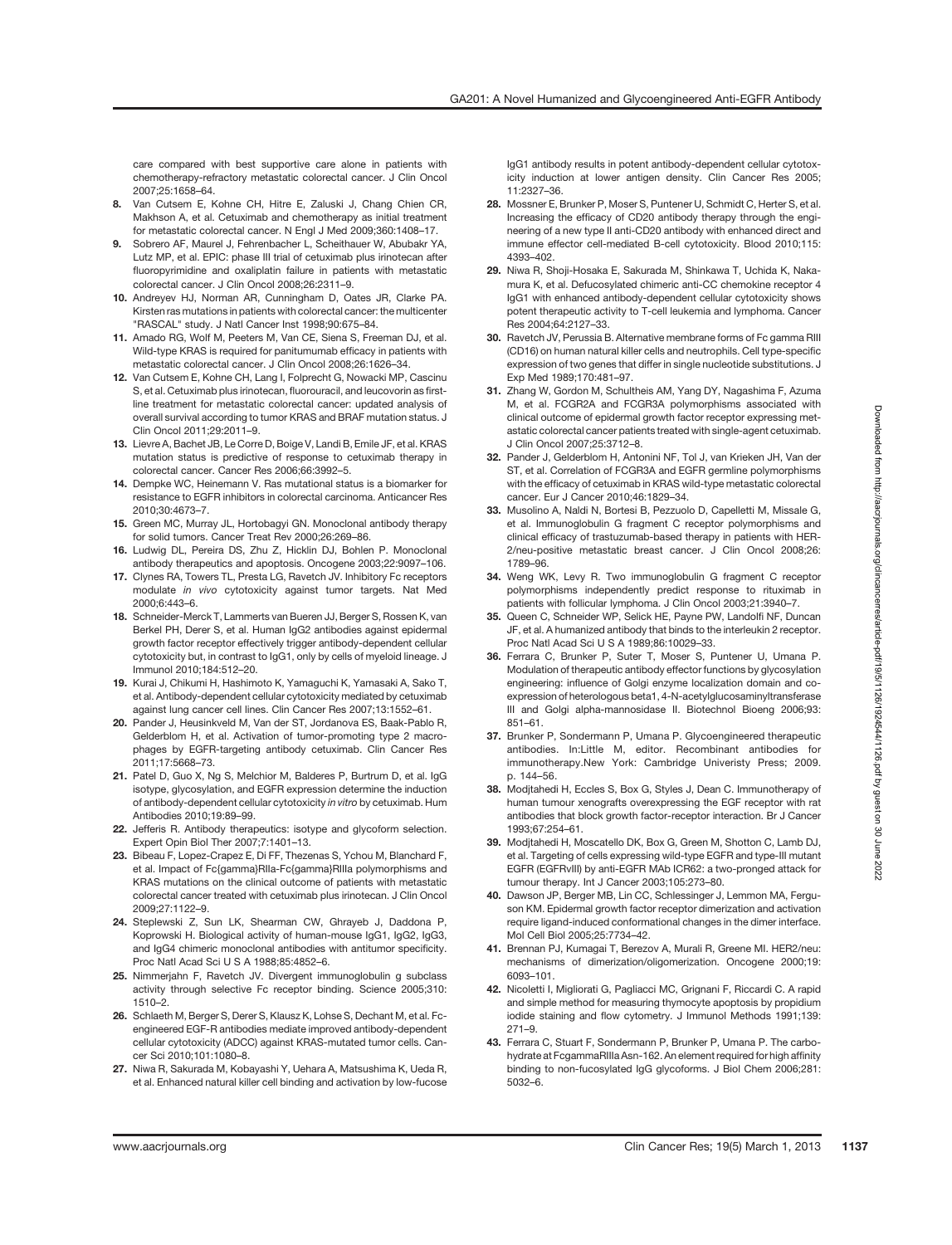care compared with best supportive care alone in patients with chemotherapy-refractory metastatic colorectal cancer. J Clin Oncol 2007;25:1658–64.

8. Van Cutsem E, Kohne CH, Hitre E, Zaluski J, Chang Chien CR, Makhson A, et al. Cetuximab and chemotherapy as initial treatment for metastatic colorectal cancer. N Engl J Med 2009;360:1408–17.
9. Sobrero AF, Maurel J, Fehrenbacher L, Scheithauer W, Abubakr YA, Lutz MP, et al. EPIC: phase III trial of cetuximab plus irinotecan after fluoropyrimidine and oxaliplatin failure in patients with metastatic colorectal cancer. J Clin Oncol 2008;26:2311–9.
10. Andreyev HJ, Norman AR, Cunningham D, Oates JR, Clarke PA. Kirsten ras mutations in patients with colorectal cancer: the multicenter "RASCAL" study. J Natl Cancer Inst 1998;90:675–84.
11. Amado RG, Wolf M, Peeters M, Van CE, Siena S, Freeman DJ, et al. Wild-type KRAS is required for panitumumab efficacy in patients with metastatic colorectal cancer. J Clin Oncol 2008;26:1626–34.
12. Van Cutsem E, Kohne CH, Lang I, Folprecht G, Nowacki MP, Cascinu S, et al. Cetuximab plus irinotecan, fluorouracil, and leucovorin as first-line treatment for metastatic colorectal cancer: updated analysis of overall survival according to tumor KRAS and BRAF mutation status. J Clin Oncol 2011;29:2011–9.
13. Lievre A, Bachet JB, Le Corre D, Boige V, Landi B, Emile JF, et al. KRAS mutation status is predictive of response to cetuximab therapy in colorectal cancer. Cancer Res 2006;66:3992–5.
14. Dempke WC, Heinemann V. Ras mutational status is a biomarker for resistance to EGFR inhibitors in colorectal carcinoma. Anticancer Res 2010;30:4673–7.
15. Green MC, Murray JL, Hortobagyi GN. Monoclonal antibody therapy for solid tumors. Cancer Treat Rev 2000;26:269–86.
16. Ludwig DL, Pereira DS, Zhu Z, Hicklin DJ, Bohlen P. Monoclonal antibody therapeutics and apoptosis. Oncogene 2003;22:9097–106.
17. Clynes RA, Towers TL, Presta LG, Ravetch JV. Inhibitory Fc receptors modulate *in vivo* cytotoxicity against tumor targets. Nat Med 2000;6:443–6.
18. Schneider-Merck T, Lammerts van Bueren JJ, Berger S, Rossen K, van Berkel PH, Derer S, et al. Human IgG2 antibodies against epidermal growth factor receptor effectively trigger antibody-dependent cellular cytotoxicity but, in contrast to IgG1, only by cells of myeloid lineage. J Immunol 2010;184:512–20.
19. Kurai J, Chikumi H, Hashimoto K, Yamaguchi K, Yamasaki A, Sako T, et al. Antibody-dependent cellular cytotoxicity mediated by cetuximab against lung cancer cell lines. Clin Cancer Res 2007;13:1552–61.
20. Pander J, Heusinkveld M, Van der ST, Jordanova ES, Baak-Pablo R, Gelderblom H, et al. Activation of tumor-promoting type 2 macrophages by EGFR-targeting antibody cetuximab. Clin Cancer Res 2011;17:5668–73.
21. Patel D, Guo X, Ng S, Melchior M, Balderes P, Burtrum D, et al. IgG isotype, glycosylation, and EGFR expression determine the induction of antibody-dependent cellular cytotoxicity *in vitro* by cetuximab. Hum Antibodies 2010;19:89–99.
22. Jefferis R. Antibody therapeutics: isotype and glycoform selection. Expert Opin Biol Ther 2007;7:1401–13.
23. Bibeau F, Lopez-Crapez E, Di FF, Thezenas S, Ychou M, Blanchard F, et al. Impact of Fc{gamma}RIIa-Fc{gamma}RIIIa polymorphisms and KRAS mutations on the clinical outcome of patients with metastatic colorectal cancer treated with cetuximab plus irinotecan. J Clin Oncol 2009;27:1122–9.
24. Steplewski Z, Sun LK, Shearman CW, Ghrayeb J, Daddona P, Koprowski H. Biological activity of human-mouse IgG1, IgG2, IgG3, and IgG4 chimeric monoclonal antibodies with antitumor specificity. Proc Natl Acad Sci U S A 1988;85:4852–6.
25. Nimmerjahn F, Ravetch JV. Divergent immunoglobulin g subclass activity through selective Fc receptor binding. Science 2005;310: 1510–2.
26. Schlaeth M, Berger S, Derer S, Klausz K, Lohse S, Dechant M, et al. Fc-engineered EGF-R antibodies mediate improved antibody-dependent cellular cytotoxicity (ADCC) against KRAS-mutated tumor cells. Cancer Sci 2010;101:1080–8.
27. Niwa R, Sakurada M, Kobayashi Y, Uehara A, Matsushima K, Ueda R, et al. Enhanced natural killer cell binding and activation by low-fucose IgG1 antibody results in potent antibody-dependent cellular cytotoxicity induction at lower antigen density. Clin Cancer Res 2005; 11:2327–36.
28. Mossner E, Brunker P, Moser S, Puntener U, Schmidt C, Herter S, et al. Increasing the efficacy of CD20 antibody therapy through the engineering of a new type II anti-CD20 antibody with enhanced direct and immune effector cell-mediated B-cell cytotoxicity. Blood 2010;115: 4393–402.
29. Niwa R, Shoji-Hosaka E, Sakurada M, Shinkawa T, Uchida K, Nakamura K, et al. Defucosylated chimeric anti-CC chemokine receptor 4 IgG1 with enhanced antibody-dependent cellular cytotoxicity shows potent therapeutic activity to T-cell leukemia and lymphoma. Cancer Res 2004;64:2127–33.
30. Ravetch JV, Perussia B. Alternative membrane forms of Fc gamma RIII (CD16) on human natural killer cells and neutrophils. Cell type-specific expression of two genes that differ in single nucleotide substitutions. J Exp Med 1989;170:481–97.
31. Zhang W, Gordon M, Schultheis AM, Yang DY, Nagashima F, Azuma M, et al. FCGR2A and FCGR3A polymorphisms associated with clinical outcome of epidermal growth factor receptor expressing metastatic colorectal cancer patients treated with single-agent cetuximab. J Clin Oncol 2007;25:3712–8.
32. Pander J, Gelderblom H, Antonini NF, Tol J, van Krieken JH, Van der ST, et al. Correlation of FCGR3A and EGFR germline polymorphisms with the efficacy of cetuximab in KRAS wild-type metastatic colorectal cancer. Eur J Cancer 2010;46:1829–34.
33. Musolino A, Naldi N, Bortesi B, Pezzuolo D, Capelletti M, Missale G, et al. Immunoglobulin G fragment C receptor polymorphisms and clinical efficacy of trastuzumab-based therapy in patients with HER-2/neu-positive metastatic breast cancer. J Clin Oncol 2008;26: 1789–96.
34. Weng WK, Levy R. Two immunoglobulin G fragment C receptor polymorphisms independently predict response to rituximab in patients with follicular lymphoma. J Clin Oncol 2003;21:3940–7.
35. Queen C, Schneider WP, Selick HE, Payne PW, Landolfi NF, Duncan JF, et al. A humanized antibody that binds to the interleukin 2 receptor. Proc Natl Acad Sci U S A 1989;86:10029–33.
36. Ferrara C, Brunker P, Suter T, Moser S, Puntener U, Umana P. Modulation of therapeutic antibody effector functions by glycosylation engineering: influence of Golgi enzyme localization domain and co-expression of heterologous beta1, 4-N-acetylglucosaminyltransferase III and Golgi alpha-mannosidase II. Biotechnol Bioeng 2006;93: 851–61.
37. Brunker P, Sondermann P, Umana P. Glycoengineered therapeutic antibodies. In:Little M, editor. Recombinant antibodies for immunotherapy.New York: Cambridge Univeristy Press; 2009. p. 144–56.
38. Modjtahedi H, Eccles S, Box G, Styles J, Dean C. Immunotherapy of human tumour xenografts overexpressing the EGF receptor with rat antibodies that block growth factor-receptor interaction. Br J Cancer 1993;67:254–61.
39. Modjtahedi H, Moscatello DK, Box G, Green M, Shotton C, Lamb DJ, et al. Targeting of cells expressing wild-type EGFR and type-III mutant EGFR (EGFRvIII) by anti-EGFR MAb ICR62: a two-pronged attack for tumour therapy. Int J Cancer 2003;105:273–80.
40. Dawson JP, Berger MB, Lin CC, Schlessinger J, Lemmon MA, Ferguson KM. Epidermal growth factor receptor dimerization and activation require ligand-induced conformational changes in the dimer interface. Mol Cell Biol 2005;25:7734–42.
41. Brennan PJ, Kumagai T, Berezov A, Murali R, Greene MI. HER2/neu: mechanisms of dimerization/oligomerization. Oncogene 2000;19: 6093–101.
42. Nicoletti I, Migliorati G, Pagliacci MC, Grignani F, Riccardi C. A rapid and simple method for measuring thymocyte apoptosis by propidium iodide staining and flow cytometry. J Immunol Methods 1991;139: 271–9.
43. Ferrara C, Stuart F, Sondermann P, Brunker P, Umana P. The carbohydrate at FcgammaRIIIa Asn-162. An element required for high affinity binding to non-fucosylated IgG glycoforms. J Biol Chem 2006;281: 5032–6.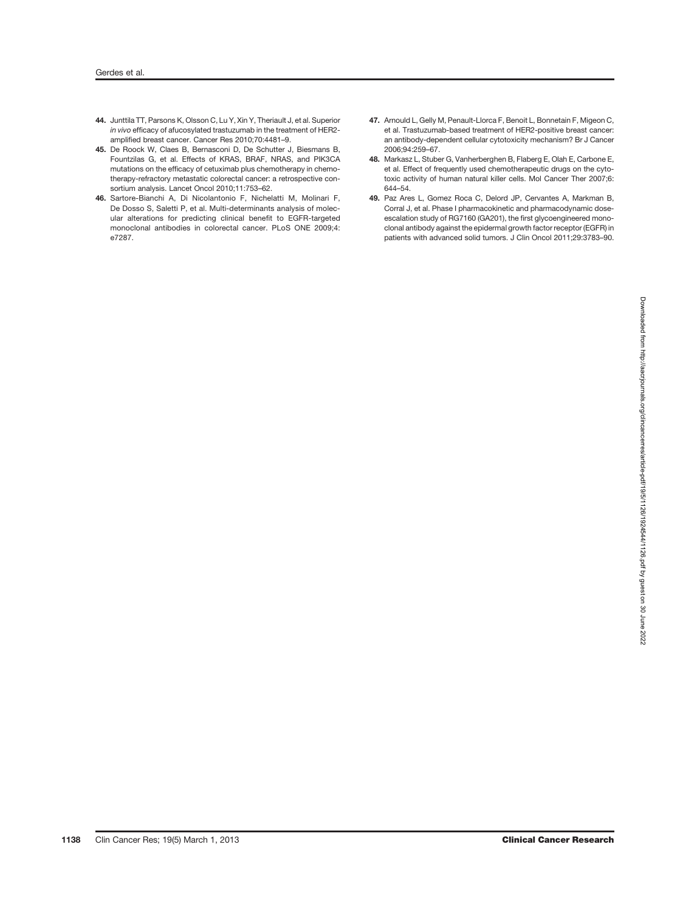44. Junttila TT, Parsons K, Olsson C, Lu Y, Xin Y, Theriault J, et al. Superior *in vivo* efficacy of afucosylated trastuzumab in the treatment of HER2-amplified breast cancer. Cancer Res 2010;70:4481–9.

45. De Roock W, Claes B, Bernasconi D, De Schutter J, Biesmans B, Fountzilas G, et al. Effects of KRAS, BRAF, NRAS, and PIK3CA mutations on the efficacy of cetuximab plus chemotherapy in chemotherapy-refractory metastatic colorectal cancer: a retrospective consortium analysis. Lancet Oncol 2010;11:753–62.

46. Sartore-Bianchi A, Di Nicolantonio F, Nichelatti M, Molinari F, De Dosso S, Saletti P, et al. Multi-determinants analysis of molecular alterations for predicting clinical benefit to EGFR-targeted monoclonal antibodies in colorectal cancer. PLoS ONE 2009;4: e7287.

47. Arnould L, Gelly M, Penault-Llorca F, Benoit L, Bonnetain F, Migeon C, et al. Trastuzumab-based treatment of HER2-positive breast cancer: an antibody-dependent cellular cytotoxicity mechanism? Br J Cancer 2006;94:259–67.

48. Markasz L, Stuber G, Vanherberghen B, Flaberg E, Olah E, Carbone E, et al. Effect of frequently used chemotherapeutic drugs on the cytotoxic activity of human natural killer cells. Mol Cancer Ther 2007;6: 644–54.

49. Paz Ares L, Gomez Roca C, Delord JP, Cervantes A, Markman B, Corral J, et al. Phase I pharmacokinetic and pharmacodynamic dose-escalation study of RG7160 (GA201), the first glycoengineered monoclonal antibody against the epidermal growth factor receptor (EGFR) in patients with advanced solid tumors. J Clin Oncol 2011;29:3783–90.